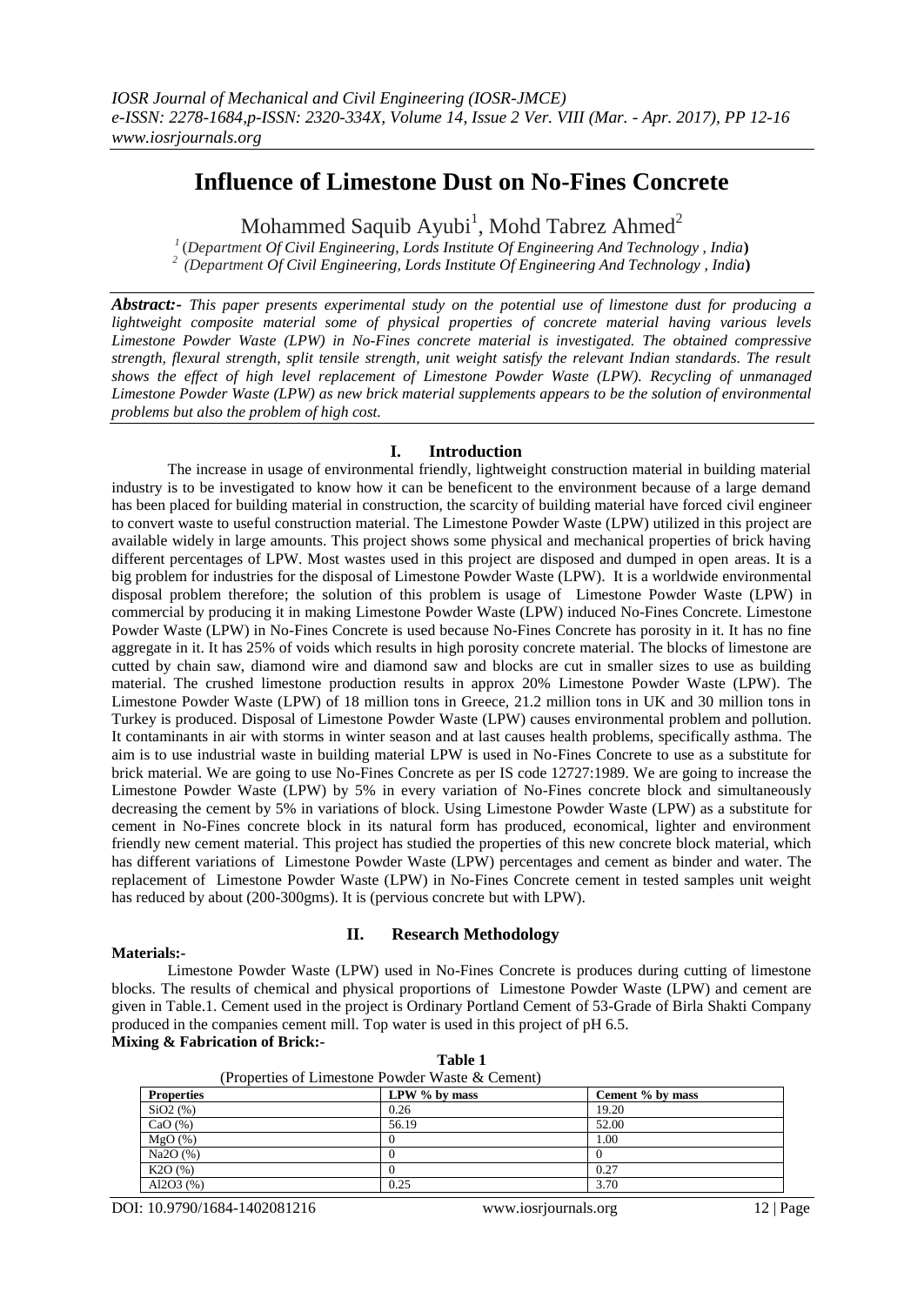# Influence of Limestone Dust on No-Fines Concrete

Mohammed Saquib Ayubi[1], Mohd Tabrez Ahmed[2]

[1] (*Department Of Civil Engineering, Lords Institute Of Engineering And Technology , India*)
[2] (*Department Of Civil Engineering, Lords Institute Of Engineering And Technology , India*)

***Abstract:-*** *This paper presents experimental study on the potential use of limestone dust for producing a lightweight composite material some of physical properties of concrete material having various levels Limestone Powder Waste (LPW) in No-Fines concrete material is investigated. The obtained compressive strength, flexural strength, split tensile strength, unit weight satisfy the relevant Indian standards. The result shows the effect of high level replacement of Limestone Powder Waste (LPW). Recycling of unmanaged Limestone Powder Waste (LPW) as new brick material supplements appears to be the solution of environmental problems but also the problem of high cost.*

## I. Introduction

The increase in usage of environmental friendly, lightweight construction material in building material industry is to be investigated to know how it can be beneficent to the environment because of a large demand has been placed for building material in construction, the scarcity of building material have forced civil engineer to convert waste to useful construction material. The Limestone Powder Waste (LPW) utilized in this project are available widely in large amounts. This project shows some physical and mechanical properties of brick having different percentages of LPW. Most wastes used in this project are disposed and dumped in open areas. It is a big problem for industries for the disposal of Limestone Powder Waste (LPW). It is a worldwide environmental disposal problem therefore; the solution of this problem is usage of Limestone Powder Waste (LPW) in commercial by producing it in making Limestone Powder Waste (LPW) induced No-Fines Concrete. Limestone Powder Waste (LPW) in No-Fines Concrete is used because No-Fines Concrete has porosity in it. It has no fine aggregate in it. It has 25% of voids which results in high porosity concrete material. The blocks of limestone are cutted by chain saw, diamond wire and diamond saw and blocks are cut in smaller sizes to use as building material. The crushed limestone production results in approx 20% Limestone Powder Waste (LPW). The Limestone Powder Waste (LPW) of 18 million tons in Greece, 21.2 million tons in UK and 30 million tons in Turkey is produced. Disposal of Limestone Powder Waste (LPW) causes environmental problem and pollution. It contaminants in air with storms in winter season and at last causes health problems, specifically asthma. The aim is to use industrial waste in building material LPW is used in No-Fines Concrete to use as a substitute for brick material. We are going to use No-Fines Concrete as per IS code 12727:1989. We are going to increase the Limestone Powder Waste (LPW) by 5% in every variation of No-Fines concrete block and simultaneously decreasing the cement by 5% in variations of block. Using Limestone Powder Waste (LPW) as a substitute for cement in No-Fines concrete block in its natural form has produced, economical, lighter and environment friendly new cement material. This project has studied the properties of this new concrete block material, which has different variations of Limestone Powder Waste (LPW) percentages and cement as binder and water. The replacement of Limestone Powder Waste (LPW) in No-Fines Concrete cement in tested samples unit weight has reduced by about (200-300gms). It is (pervious concrete but with LPW).

## II. Research Methodology

**Materials:-**

Limestone Powder Waste (LPW) used in No-Fines Concrete is produces during cutting of limestone blocks. The results of chemical and physical proportions of Limestone Powder Waste (LPW) and cement are given in Table.1. Cement used in the project is Ordinary Portland Cement of 53-Grade of Birla Shakti Company produced in the companies cement mill. Top water is used in this project of pH 6.5.

**Mixing & Fabrication of Brick:-**

**Table 1**
(Properties of Limestone Powder Waste & Cement)

| **Properties** | **LPW % by mass** | **Cement % by mass** |
|---|---|---|
| $SiO_2$ (%) | 0.26 | 19.20 |
| CaO (%) | 56.19 | 52.00 |
| MgO (%) | 0 | 1.00 |
| $Na_2O$ (%) | 0 | 0 |
| $K_2O$ (%) | 0 | 0.27 |
| $Al_2O_3$ (%) | 0.25 | 3.70 |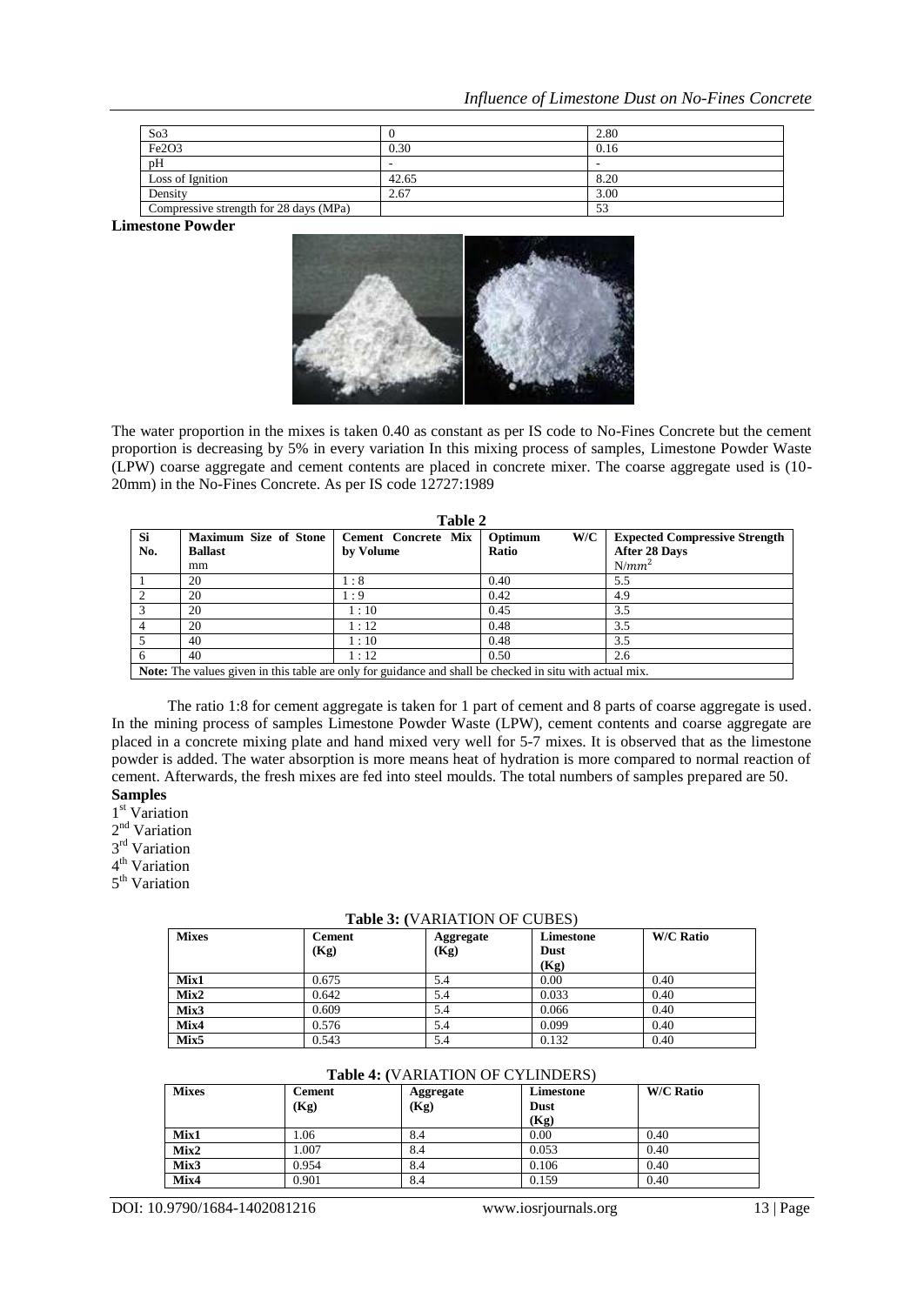| So3 | 0 | 2.80 |
|---|---|---|
| Fe2O3 | 0.30 | 0.16 |
| pH | - | - |
| Loss of Ignition | 42.65 | 8.20 |
| Density | 2.67 | 3.00 |
| Compressive strength for 28 days (MPa) | | 53 |

**Limestone Powder**

The water proportion in the mixes is taken 0.40 as constant as per IS code to No-Fines Concrete but the cement proportion is decreasing by 5% in every variation In this mixing process of samples, Limestone Powder Waste (LPW) coarse aggregate and cement contents are placed in concrete mixer. The coarse aggregate used is (10-20mm) in the No-Fines Concrete. As per IS code 12727:1989

**Table 2**

| Si No. | Maximum Size of Stone Ballast mm | Cement Concrete Mix by Volume | Optimum W/C Ratio | Expected Compressive Strength After 28 Days $N/mm^2$ |
|---|---|---|---|---|
| 1 | 20 | 1 : 8 | 0.40 | 5.5 |
| 2 | 20 | 1 : 9 | 0.42 | 4.9 |
| 3 | 20 | 1 : 10 | 0.45 | 3.5 |
| 4 | 20 | 1 : 12 | 0.48 | 3.5 |
| 5 | 40 | 1 : 10 | 0.48 | 3.5 |
| 6 | 40 | 1 : 12 | 0.50 | 2.6 |

**Note:** The values given in this table are only for guidance and shall be checked in situ with actual mix.

The ratio 1:8 for cement aggregate is taken for 1 part of cement and 8 parts of coarse aggregate is used. In the mining process of samples Limestone Powder Waste (LPW), cement contents and coarse aggregate are placed in a concrete mixing plate and hand mixed very well for 5-7 mixes. It is observed that as the limestone powder is added. The water absorption is more means heat of hydration is more compared to normal reaction of cement. Afterwards, the fresh mixes are fed into steel moulds. The total numbers of samples prepared are 50.

**Samples**

1st Variation
2nd Variation
3rd Variation
4th Variation
5th Variation

**Table 3: (**VARIATION OF CUBES)

| Mixes | Cement (Kg) | Aggregate (Kg) | Limestone Dust (Kg) | W/C Ratio |
|---|---|---|---|---|
| **Mix1** | 0.675 | 5.4 | 0.00 | 0.40 |
| **Mix2** | 0.642 | 5.4 | 0.033 | 0.40 |
| **Mix3** | 0.609 | 5.4 | 0.066 | 0.40 |
| **Mix4** | 0.576 | 5.4 | 0.099 | 0.40 |
| **Mix5** | 0.543 | 5.4 | 0.132 | 0.40 |

**Table 4: (**VARIATION OF CYLINDERS)

| Mixes | Cement (Kg) | Aggregate (Kg) | Limestone Dust (Kg) | W/C Ratio |
|---|---|---|---|---|
| **Mix1** | 1.06 | 8.4 | 0.00 | 0.40 |
| **Mix2** | 1.007 | 8.4 | 0.053 | 0.40 |
| **Mix3** | 0.954 | 8.4 | 0.106 | 0.40 |
| **Mix4** | 0.901 | 8.4 | 0.159 | 0.40 |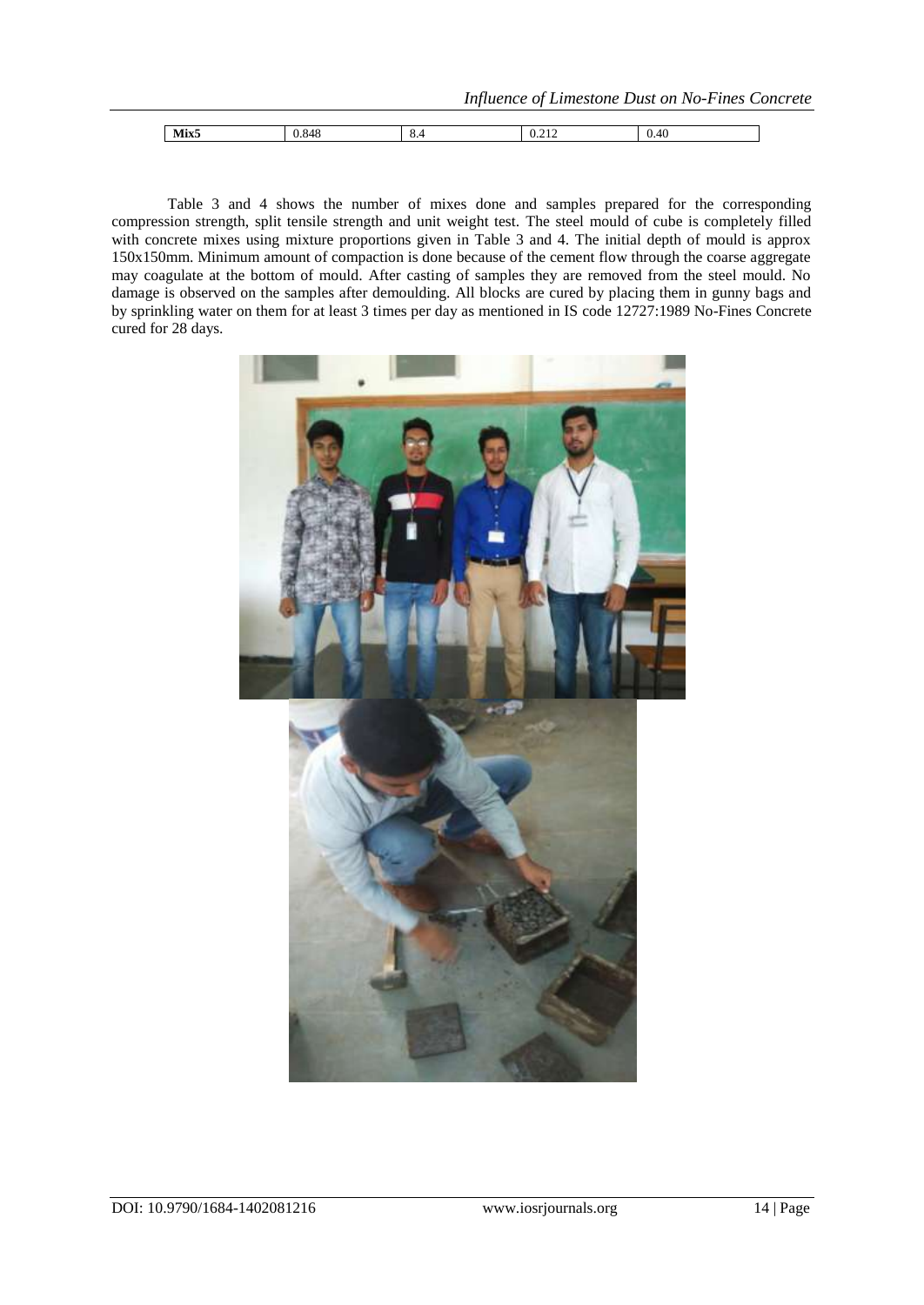| Mix5 | 0.848 | 8.4 | 0.212 | 0.40 |
|---|---|---|---|---|

Table 3 and 4 shows the number of mixes done and samples prepared for the corresponding compression strength, split tensile strength and unit weight test. The steel mould of cube is completely filled with concrete mixes using mixture proportions given in Table 3 and 4. The initial depth of mould is approx 150x150mm. Minimum amount of compaction is done because of the cement flow through the coarse aggregate may coagulate at the bottom of mould. After casting of samples they are removed from the steel mould. No damage is observed on the samples after demoulding. All blocks are cured by placing them in gunny bags and by sprinkling water on them for at least 3 times per day as mentioned in IS code 12727:1989 No-Fines Concrete cured for 28 days.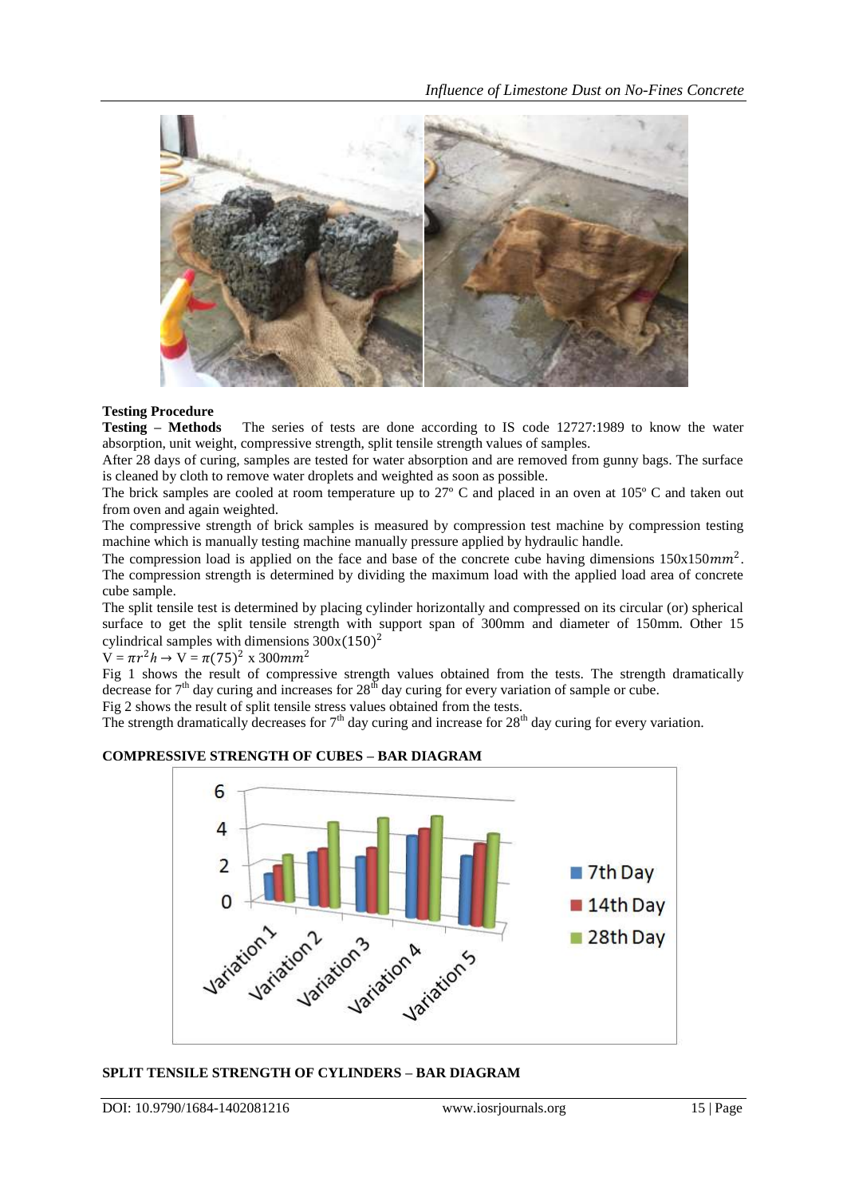**Testing Procedure**

**Testing – Methods** The series of tests are done according to IS code 12727:1989 to know the water absorption, unit weight, compressive strength, split tensile strength values of samples.

After 28 days of curing, samples are tested for water absorption and are removed from gunny bags. The surface is cleaned by cloth to remove water droplets and weighted as soon as possible.

The brick samples are cooled at room temperature up to 27º C and placed in an oven at 105º C and taken out from oven and again weighted.

The compressive strength of brick samples is measured by compression test machine by compression testing machine which is manually testing machine manually pressure applied by hydraulic handle.

The compression load is applied on the face and base of the concrete cube having dimensions $150x150mm^2$. The compression strength is determined by dividing the maximum load with the applied load area of concrete cube sample.

The split tensile test is determined by placing cylinder horizontally and compressed on its circular (or) spherical surface to get the split tensile strength with support span of 300mm and diameter of 150mm. Other 15 cylindrical samples with dimensions $300x(150)^2$

$V = \pi r^2 h \rightarrow V = \pi(75)^2 \text{ x } 300mm^2$

Fig 1 shows the result of compressive strength values obtained from the tests. The strength dramatically decrease for 7th day curing and increases for 28th day curing for every variation of sample or cube.

Fig 2 shows the result of split tensile stress values obtained from the tests.

The strength dramatically decreases for 7th day curing and increase for 28th day curing for every variation.

**COMPRESSIVE STRENGTH OF CUBES – BAR DIAGRAM**

**SPLIT TENSILE STRENGTH OF CYLINDERS – BAR DIAGRAM**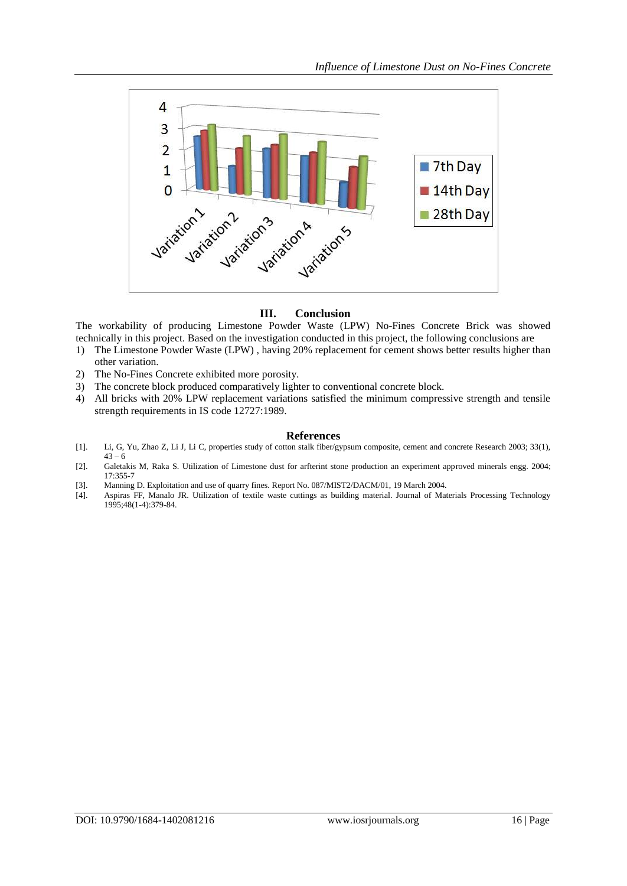4
3
2
1
0

Variation 1
Variation 2
Variation 3
Variation 4
Variation 5

7th Day
14th Day
28th Day

## III. Conclusion

The workability of producing Limestone Powder Waste (LPW) No-Fines Concrete Brick was showed technically in this project. Based on the investigation conducted in this project, the following conclusions are

1) The Limestone Powder Waste (LPW) , having 20% replacement for cement shows better results higher than other variation.
2) The No-Fines Concrete exhibited more porosity.
3) The concrete block produced comparatively lighter to conventional concrete block.
4) All bricks with 20% LPW replacement variations satisfied the minimum compressive strength and tensile strength requirements in IS code 12727:1989.

## References

[1]. Li, G, Yu, Zhao Z, Li J, Li C, properties study of cotton stalk fiber/gypsum composite, cement and concrete Research 2003; 33(1), 43 – 6

[2]. Galetakis M, Raka S. Utilization of Limestone dust for arfterint stone production an experiment approved minerals engg. 2004; 17:355-7

[3]. Manning D. Exploitation and use of quarry fines. Report No. 087/MIST2/DACM/01, 19 March 2004.

[4]. Aspiras FF, Manalo JR. Utilization of textile waste cuttings as building material. Journal of Materials Processing Technology 1995;48(1-4):379-84.